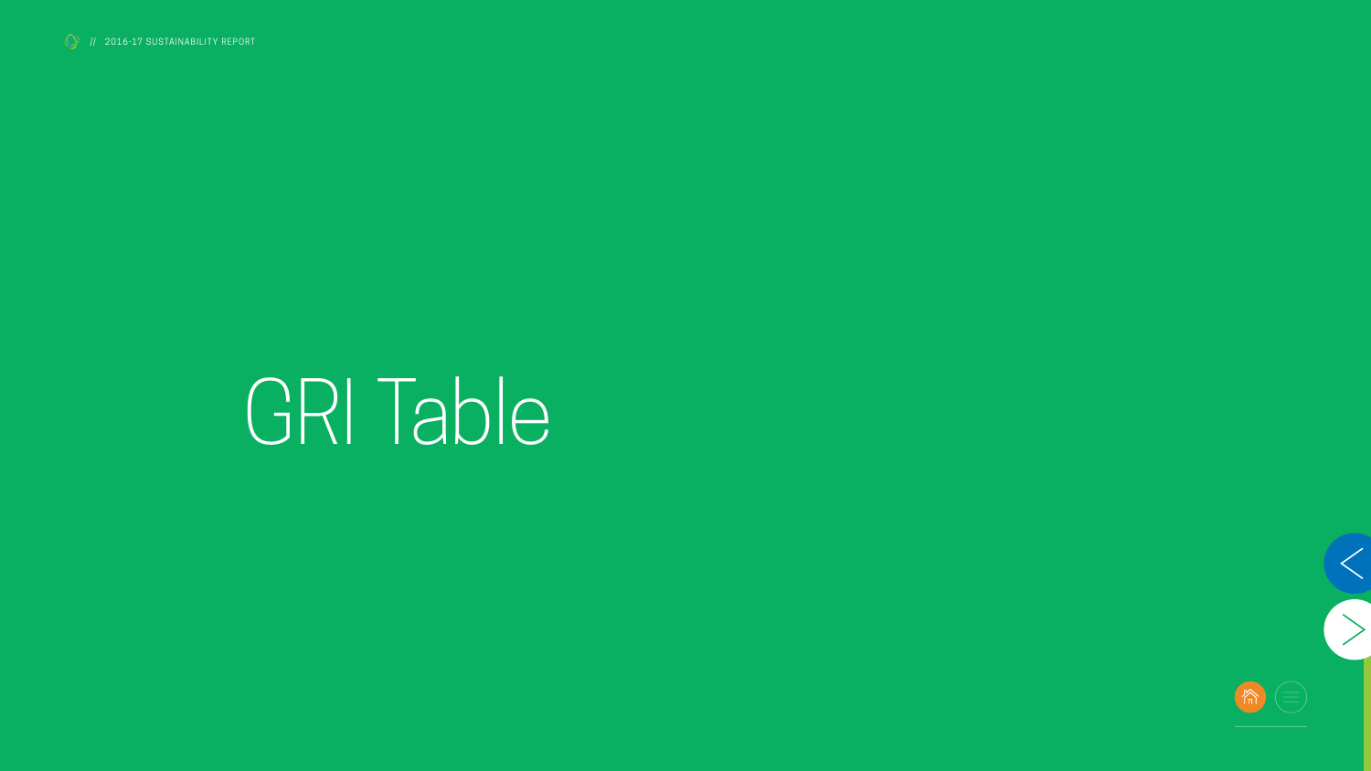# GRI Table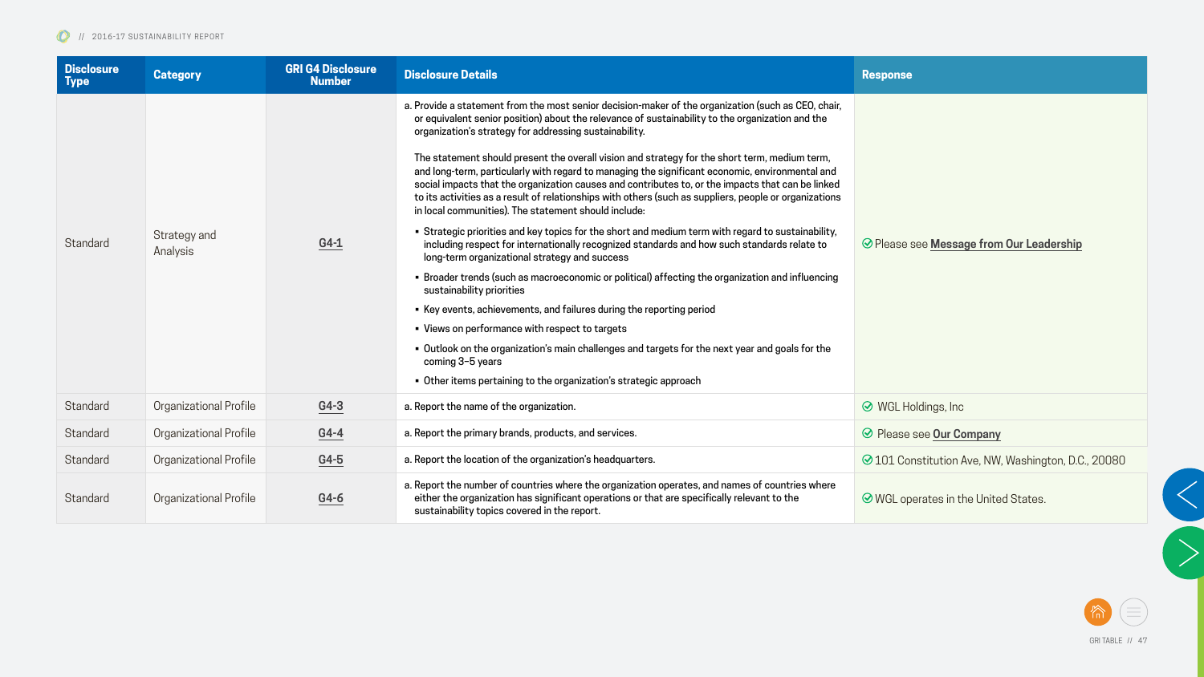| Disclosure Type | Category | GRI G4 Disclosure Number | Disclosure Details | Response |
|---|---|---|---|---|
| Standard | Strategy and Analysis | G4-1 | a. Provide a statement from the most senior decision-maker of the organization (such as CEO, chair, or equivalent senior position) about the relevance of sustainability to the organization and the organization's strategy for addressing sustainability.<br><br>The statement should present the overall vision and strategy for the short term, medium term, and long-term, particularly with regard to managing the significant economic, environmental and social impacts that the organization causes and contributes to, or the impacts that can be linked to its activities as a result of relationships with others (such as suppliers, people or organizations in local communities). The statement should include:<br>• Strategic priorities and key topics for the short and medium term with regard to sustainability, including respect for internationally recognized standards and how such standards relate to long-term organizational strategy and success<br>• Broader trends (such as macroeconomic or political) affecting the organization and influencing sustainability priorities<br>• Key events, achievements, and failures during the reporting period<br>• Views on performance with respect to targets<br>• Outlook on the organization's main challenges and targets for the next year and goals for the coming 3–5 years<br>• Other items pertaining to the organization's strategic approach | Please see **Message from Our Leadership** |
| Standard | Organizational Profile | G4-3 | a. Report the name of the organization. | WGL Holdings, Inc |
| Standard | Organizational Profile | G4-4 | a. Report the primary brands, products, and services. | Please see **Our Company** |
| Standard | Organizational Profile | G4-5 | a. Report the location of the organization's headquarters. | 101 Constitution Ave, NW, Washington, D.C., 20080 |
| Standard | Organizational Profile | G4-6 | a. Report the number of countries where the organization operates, and names of countries where either the organization has significant operations or that are specifically relevant to the sustainability topics covered in the report. | WGL operates in the United States. |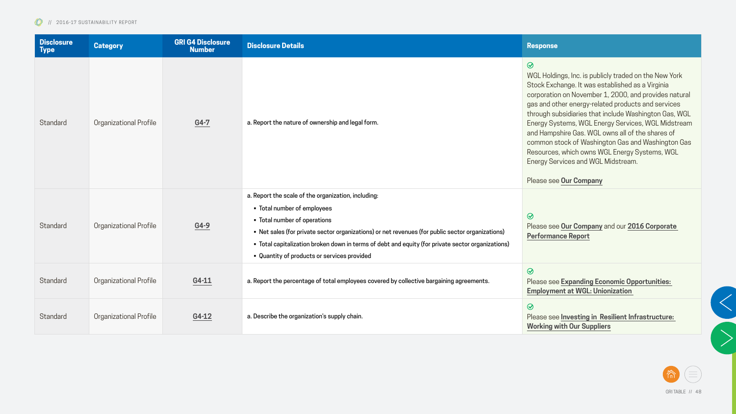| Disclosure Type | Category | GRI G4 Disclosure Number | Disclosure Details | Response |
|---|---|---|---|---|
| Standard | Organizational Profile | G4-7 | a. Report the nature of ownership and legal form. | WGL Holdings, Inc. is publicly traded on the New York Stock Exchange. It was established as a Virginia corporation on November 1, 2000, and provides natural gas and other energy-related products and services through subsidiaries that include Washington Gas, WGL Energy Systems, WGL Energy Services, WGL Midstream and Hampshire Gas. WGL owns all of the shares of common stock of Washington Gas and Washington Gas Resources, which owns WGL Energy Systems, WGL Energy Services and WGL Midstream. Please see **Our Company** |
| Standard | Organizational Profile | G4-9 | a. Report the scale of the organization, including: ▪ Total number of employees ▪ Total number of operations ▪ Net sales (for private sector organizations) or net revenues (for public sector organizations) ▪ Total capitalization broken down in terms of debt and equity (for private sector organizations) ▪ Quantity of products or services provided | Please see **Our Company** and our **2016 Corporate Performance Report** |
| Standard | Organizational Profile | G4-11 | a. Report the percentage of total employees covered by collective bargaining agreements. | Please see **Expanding Economic Opportunities: Employment at WGL: Unionization** |
| Standard | Organizational Profile | G4-12 | a. Describe the organization's supply chain. | Please see **Investing in Resilient Infrastructure: Working with Our Suppliers** |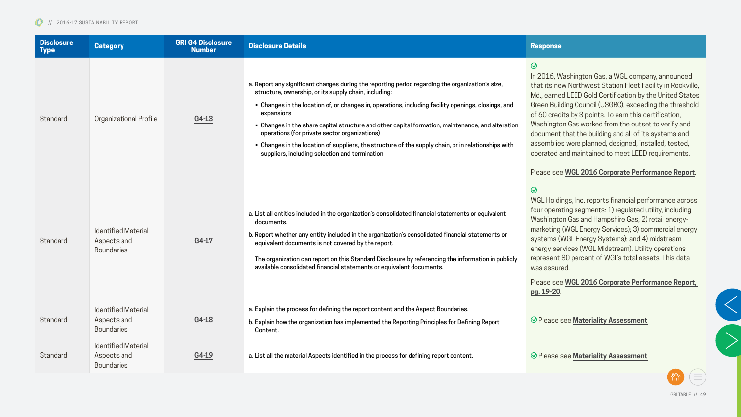| Disclosure Type | Category | GRI G4 Disclosure Number | Disclosure Details | Response |
|---|---|---|---|---|
| Standard | Organizational Profile | G4-13 | a. Report any significant changes during the reporting period regarding the organization's size, structure, ownership, or its supply chain, including:<br>• Changes in the location of, or changes in, operations, including facility openings, closings, and expansions<br>• Changes in the share capital structure and other capital formation, maintenance, and alteration operations (for private sector organizations)<br>• Changes in the location of suppliers, the structure of the supply chain, or in relationships with suppliers, including selection and termination | In 2016, Washington Gas, a WGL company, announced that its new Northwest Station Fleet Facility in Rockville, Md., earned LEED Gold Certification by the United States Green Building Council (USGBC), exceeding the threshold of 60 credits by 3 points. To earn this certification, Washington Gas worked from the outset to verify and document that the building and all of its systems and assemblies were planned, designed, installed, tested, operated and maintained to meet LEED requirements.<br><br>Please see **WGL 2016 Corporate Performance Report**. |
| Standard | Identified Material Aspects and Boundaries | G4-17 | a. List all entities included in the organization's consolidated financial statements or equivalent documents.<br>b. Report whether any entity included in the organization's consolidated financial statements or equivalent documents is not covered by the report.<br><br>The organization can report on this Standard Disclosure by referencing the information in publicly available consolidated financial statements or equivalent documents. | WGL Holdings, Inc. reports financial performance across four operating segments: 1) regulated utility, including Washington Gas and Hampshire Gas; 2) retail energy-marketing (WGL Energy Services); 3) commercial energy systems (WGL Energy Systems); and 4) midstream energy services (WGL Midstream). Utility operations represent 80 percent of WGL's total assets. This data was assured.<br><br>Please see **WGL 2016 Corporate Performance Report, pg. 19-20**. |
| Standard | Identified Material Aspects and Boundaries | G4-18 | a. Explain the process for defining the report content and the Aspect Boundaries.<br>b. Explain how the organization has implemented the Reporting Principles for Defining Report Content. | Please see **Materiality Assessment** |
| Standard | Identified Material Aspects and Boundaries | G4-19 | a. List all the material Aspects identified in the process for defining report content. | Please see **Materiality Assessment** |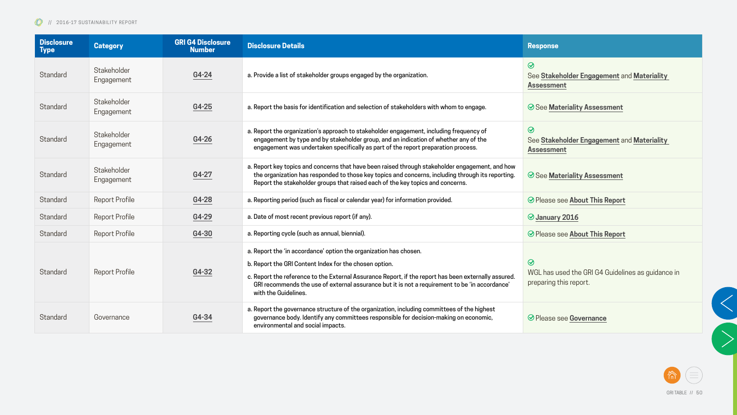| Disclosure Type | Category | GRI G4 Disclosure Number | Disclosure Details | Response |
|---|---|---|---|---|
| Standard | Stakeholder Engagement | G4-24 | a. Provide a list of stakeholder groups engaged by the organization. | ✓ See Stakeholder Engagement and Materiality Assessment |
| Standard | Stakeholder Engagement | G4-25 | a. Report the basis for identification and selection of stakeholders with whom to engage. | ✓ See Materiality Assessment |
| Standard | Stakeholder Engagement | G4-26 | a. Report the organization's approach to stakeholder engagement, including frequency of engagement by type and by stakeholder group, and an indication of whether any of the engagement was undertaken specifically as part of the report preparation process. | ✓ See Stakeholder Engagement and Materiality Assessment |
| Standard | Stakeholder Engagement | G4-27 | a. Report key topics and concerns that have been raised through stakeholder engagement, and how the organization has responded to those key topics and concerns, including through its reporting. Report the stakeholder groups that raised each of the key topics and concerns. | ✓ See Materiality Assessment |
| Standard | Report Profile | G4-28 | a. Reporting period (such as fiscal or calendar year) for information provided. | ✓ Please see About This Report |
| Standard | Report Profile | G4-29 | a. Date of most recent previous report (if any). | ✓ January 2016 |
| Standard | Report Profile | G4-30 | a. Reporting cycle (such as annual, biennial). | ✓ Please see About This Report |
| Standard | Report Profile | G4-32 | a. Report the 'in accordance' option the organization has chosen.<br>b. Report the GRI Content Index for the chosen option.<br>c. Report the reference to the External Assurance Report, if the report has been externally assured. GRI recommends the use of external assurance but it is not a requirement to be 'in accordance' with the Guidelines. | ✓ WGL has used the GRI G4 Guidelines as guidance in preparing this report. |
| Standard | Governance | G4-34 | a. Report the governance structure of the organization, including committees of the highest governance body. Identify any committees responsible for decision-making on economic, environmental and social impacts. | ✓ Please see Governance |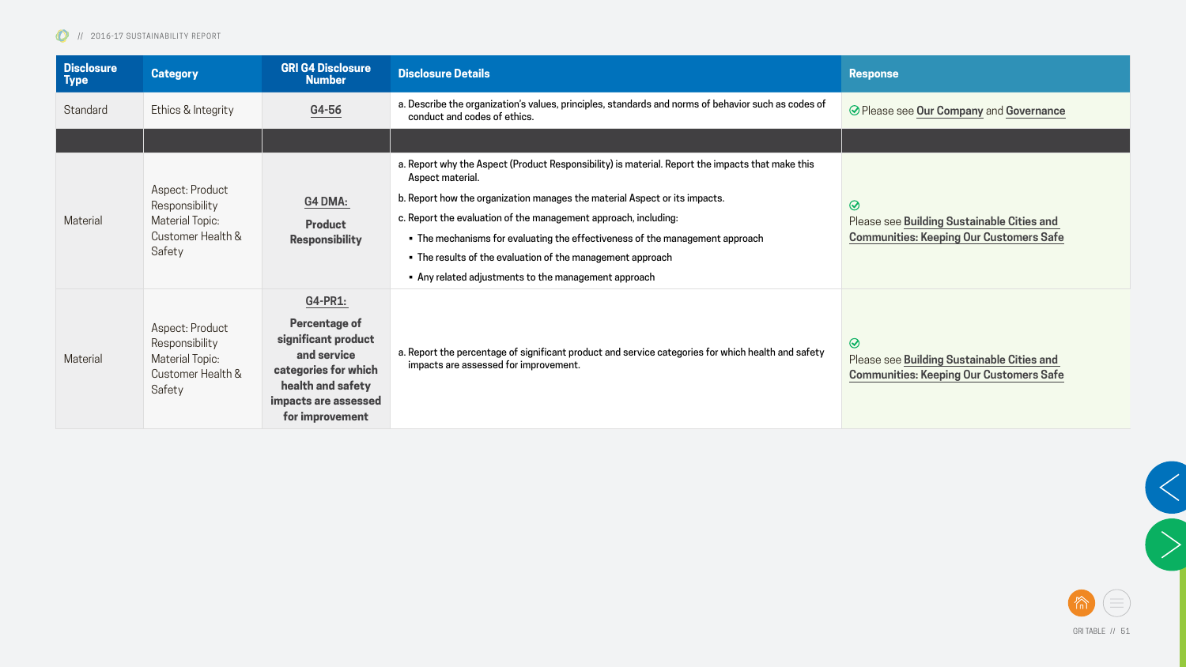| Disclosure Type | Category | GRI G4 Disclosure Number | Disclosure Details | Response |
|---|---|---|---|---|
| Standard | Ethics & Integrity | G4-56 | a. Describe the organization's values, principles, standards and norms of behavior such as codes of conduct and codes of ethics. | Please see Our Company and Governance |
| | | | | |
| Material | Aspect: Product Responsibility Material Topic: Customer Health & Safety | **G4 DMA: Product Responsibility** | a. Report why the Aspect (Product Responsibility) is material. Report the impacts that make this Aspect material.<br>b. Report how the organization manages the material Aspect or its impacts.<br>c. Report the evaluation of the management approach, including:<br>▪ The mechanisms for evaluating the effectiveness of the management approach<br>▪ The results of the evaluation of the management approach<br>▪ Any related adjustments to the management approach | Please see Building Sustainable Cities and Communities: Keeping Our Customers Safe |
| Material | Aspect: Product Responsibility Material Topic: Customer Health & Safety | **G4-PR1: Percentage of significant product and service categories for which health and safety impacts are assessed for improvement** | a. Report the percentage of significant product and service categories for which health and safety impacts are assessed for improvement. | Please see Building Sustainable Cities and Communities: Keeping Our Customers Safe |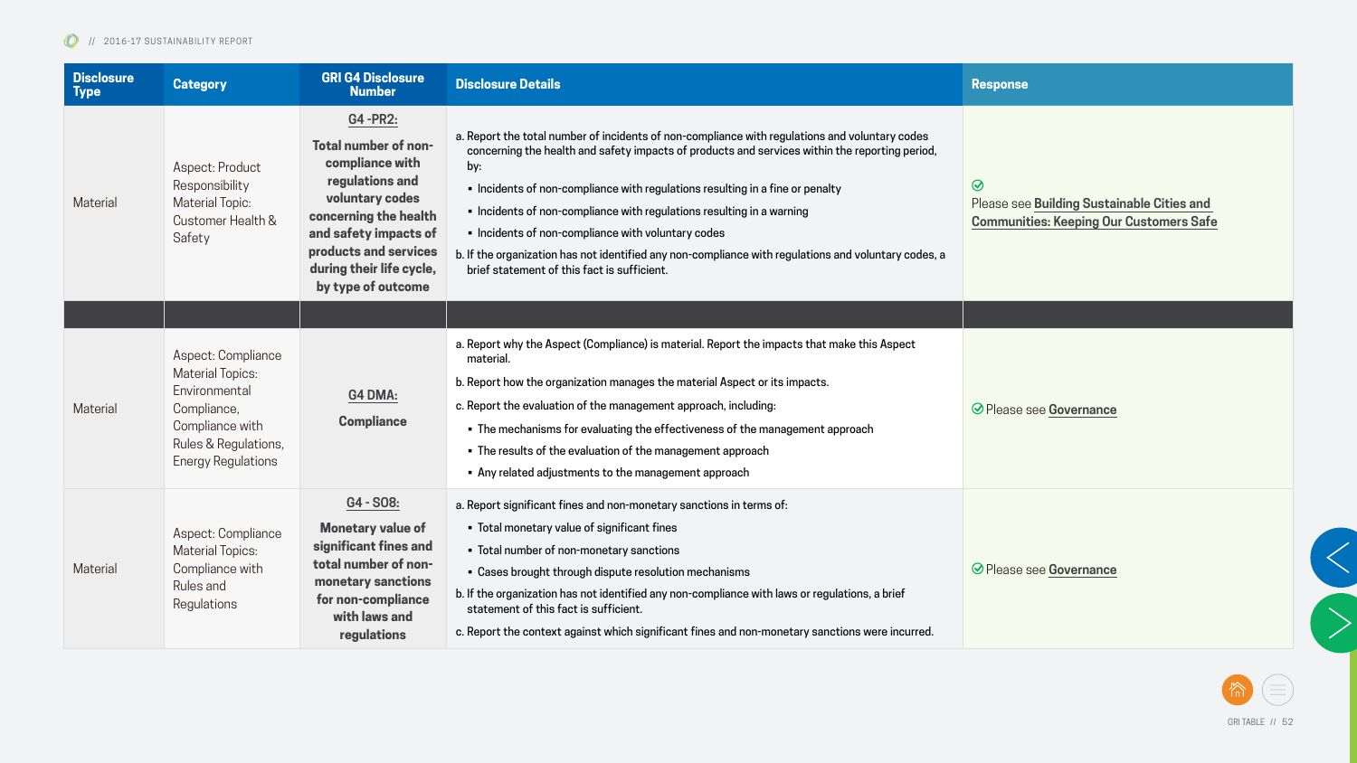| Disclosure Type | Category | GRI G4 Disclosure Number | Disclosure Details | Response |
|---|---|---|---|---|
| Material | Aspect: Product Responsibility Material Topic: Customer Health & Safety | **G4 -PR2:** **Total number of non-compliance with regulations and voluntary codes concerning the health and safety impacts of products and services during their life cycle, by type of outcome** | a. Report the total number of incidents of non-compliance with regulations and voluntary codes concerning the health and safety impacts of products and services within the reporting period, by: ▪ Incidents of non-compliance with regulations resulting in a fine or penalty ▪ Incidents of non-compliance with regulations resulting in a warning ▪ Incidents of non-compliance with voluntary codes b. If the organization has not identified any non-compliance with regulations and voluntary codes, a brief statement of this fact is sufficient. | Please see **Building Sustainable Cities and Communities: Keeping Our Customers Safe** |
| | | | | |
| Material | Aspect: Compliance Material Topics: Environmental Compliance, Compliance with Rules & Regulations, Energy Regulations | **G4 DMA:** **Compliance** | a. Report why the Aspect (Compliance) is material. Report the impacts that make this Aspect material. b. Report how the organization manages the material Aspect or its impacts. c. Report the evaluation of the management approach, including: ▪ The mechanisms for evaluating the effectiveness of the management approach ▪ The results of the evaluation of the management approach ▪ Any related adjustments to the management approach | Please see **Governance** |
| Material | Aspect: Compliance Material Topics: Compliance with Rules and Regulations | **G4 - SO8:** **Monetary value of significant fines and total number of non-monetary sanctions for non-compliance with laws and regulations** | a. Report significant fines and non-monetary sanctions in terms of: ▪ Total monetary value of significant fines ▪ Total number of non-monetary sanctions ▪ Cases brought through dispute resolution mechanisms b. If the organization has not identified any non-compliance with laws or regulations, a brief statement of this fact is sufficient. c. Report the context against which significant fines and non-monetary sanctions were incurred. | Please see **Governance** |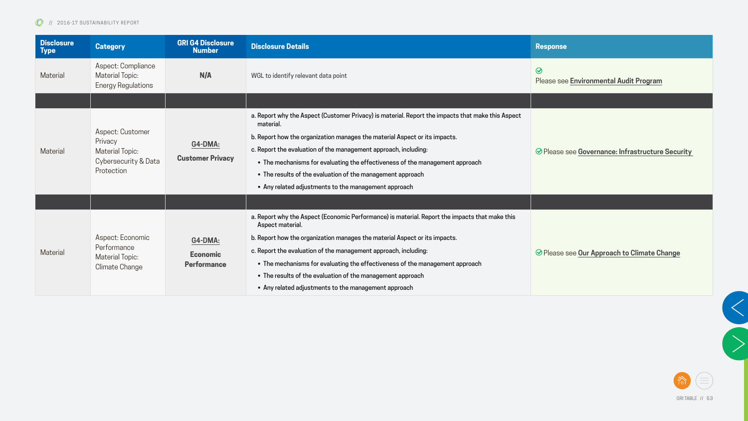| Disclosure Type | Category | GRI G4 Disclosure Number | Disclosure Details | Response |
|---|---|---|---|---|
| Material | Aspect: Compliance<br>Material Topic: Energy Regulations | **N/A** | WGL to identify relevant data point | Please see **Environmental Audit Program** |
| | | | | |
| Material | Aspect: Customer Privacy<br>Material Topic: Cybersecurity & Data Protection | **G4-DMA: Customer Privacy** | a. Report why the Aspect (Customer Privacy) is material. Report the impacts that make this Aspect material.<br>b. Report how the organization manages the material Aspect or its impacts.<br>c. Report the evaluation of the management approach, including:<br>▪ The mechanisms for evaluating the effectiveness of the management approach<br>▪ The results of the evaluation of the management approach<br>▪ Any related adjustments to the management approach | Please see **Governance: Infrastructure Security** |
| | | | | |
| Material | Aspect: Economic Performance<br>Material Topic: Climate Change | **G4-DMA: Economic Performance** | a. Report why the Aspect (Economic Performance) is material. Report the impacts that make this Aspect material.<br>b. Report how the organization manages the material Aspect or its impacts.<br>c. Report the evaluation of the management approach, including:<br>▪ The mechanisms for evaluating the effectiveness of the management approach<br>▪ The results of the evaluation of the management approach<br>▪ Any related adjustments to the management approach | Please see **Our Approach to Climate Change** |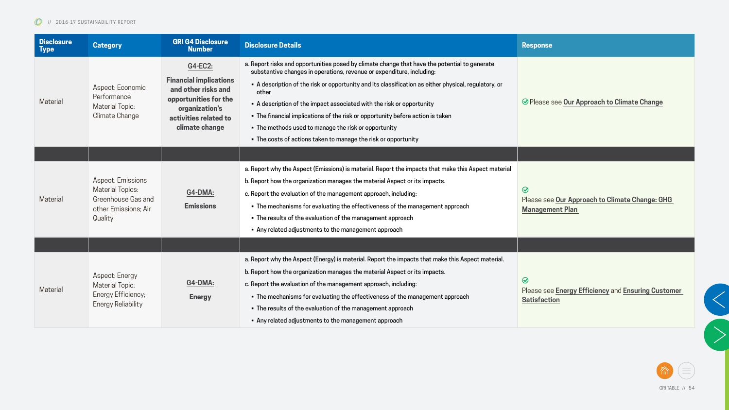| Disclosure Type | Category | GRI G4 Disclosure Number | Disclosure Details | Response |
|---|---|---|---|---|
| Material | Aspect: Economic Performance<br>Material Topic: Climate Change | **G4-EC2:**<br>**Financial implications and other risks and opportunities for the organization's activities related to climate change** | a. Report risks and opportunities posed by climate change that have the potential to generate substantive changes in operations, revenue or expenditure, including:<br>▪ A description of the risk or opportunity and its classification as either physical, regulatory, or other<br>▪ A description of the impact associated with the risk or opportunity<br>▪ The financial implications of the risk or opportunity before action is taken<br>▪ The methods used to manage the risk or opportunity<br>▪ The costs of actions taken to manage the risk or opportunity | ✓ Please see **Our Approach to Climate Change** |
| | | | | |
| Material | Aspect: Emissions<br>Material Topics: Greenhouse Gas and other Emissions; Air Quality | **G4-DMA:**<br>**Emissions** | a. Report why the Aspect (Emissions) is material. Report the impacts that make this Aspect material<br>b. Report how the organization manages the material Aspect or its impacts.<br>c. Report the evaluation of the management approach, including:<br>▪ The mechanisms for evaluating the effectiveness of the management approach<br>▪ The results of the evaluation of the management approach<br>▪ Any related adjustments to the management approach | ✓<br>Please see **Our Approach to Climate Change: GHG Management Plan** |
| | | | | |
| Material | Aspect: Energy<br>Material Topic: Energy Efficiency; Energy Reliability | **G4-DMA:**<br>**Energy** | a. Report why the Aspect (Energy) is material. Report the impacts that make this Aspect material.<br>b. Report how the organization manages the material Aspect or its impacts.<br>c. Report the evaluation of the management approach, including:<br>▪ The mechanisms for evaluating the effectiveness of the management approach<br>▪ The results of the evaluation of the management approach<br>▪ Any related adjustments to the management approach | ✓<br>Please see **Energy Efficiency** and **Ensuring Customer Satisfaction** |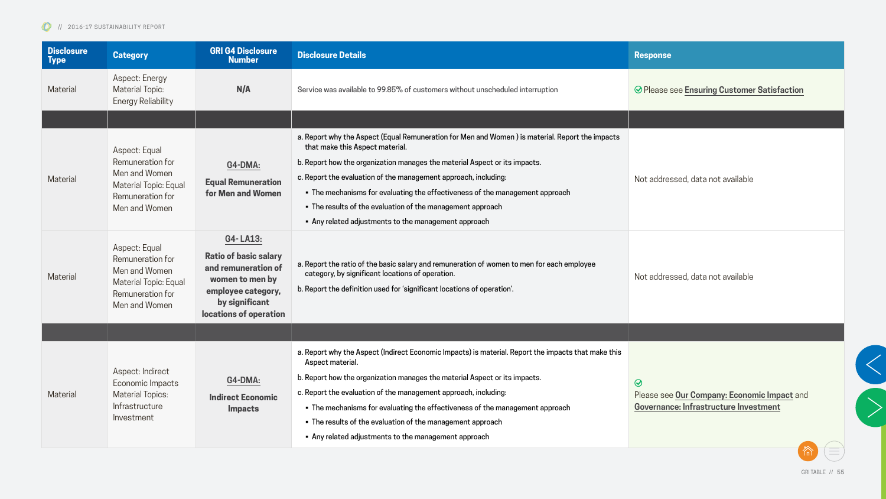| Disclosure Type | Category | GRI G4 Disclosure Number | Disclosure Details | Response |
|---|---|---|---|---|
| Material | Aspect: Energy Material Topic: Energy Reliability | N/A | Service was available to 99.85% of customers without unscheduled interruption | ✅ Please see **Ensuring Customer Satisfaction** |
| | | | | |
| Material | Aspect: Equal Remuneration for Men and Women Material Topic: Equal Remuneration for Men and Women | **G4-DMA:** **Equal Remuneration for Men and Women** | a. Report why the Aspect (Equal Remuneration for Men and Women ) is material. Report the impacts that make this Aspect material. b. Report how the organization manages the material Aspect or its impacts. c. Report the evaluation of the management approach, including: ▪ The mechanisms for evaluating the effectiveness of the management approach ▪ The results of the evaluation of the management approach ▪ Any related adjustments to the management approach | Not addressed, data not available |
| Material | Aspect: Equal Remuneration for Men and Women Material Topic: Equal Remuneration for Men and Women | **G4- LA13:** **Ratio of basic salary and remuneration of women to men by employee category, by significant locations of operation** | a. Report the ratio of the basic salary and remuneration of women to men for each employee category, by significant locations of operation. b. Report the definition used for 'significant locations of operation'. | Not addressed, data not available |
| | | | | |
| Material | Aspect: Indirect Economic Impacts Material Topics: Infrastructure Investment | **G4-DMA:** **Indirect Economic Impacts** | a. Report why the Aspect (Indirect Economic Impacts) is material. Report the impacts that make this Aspect material. b. Report how the organization manages the material Aspect or its impacts. c. Report the evaluation of the management approach, including: ▪ The mechanisms for evaluating the effectiveness of the management approach ▪ The results of the evaluation of the management approach ▪ Any related adjustments to the management approach | ✅ Please see **Our Company: Economic Impact** and **Governance: Infrastructure Investment** |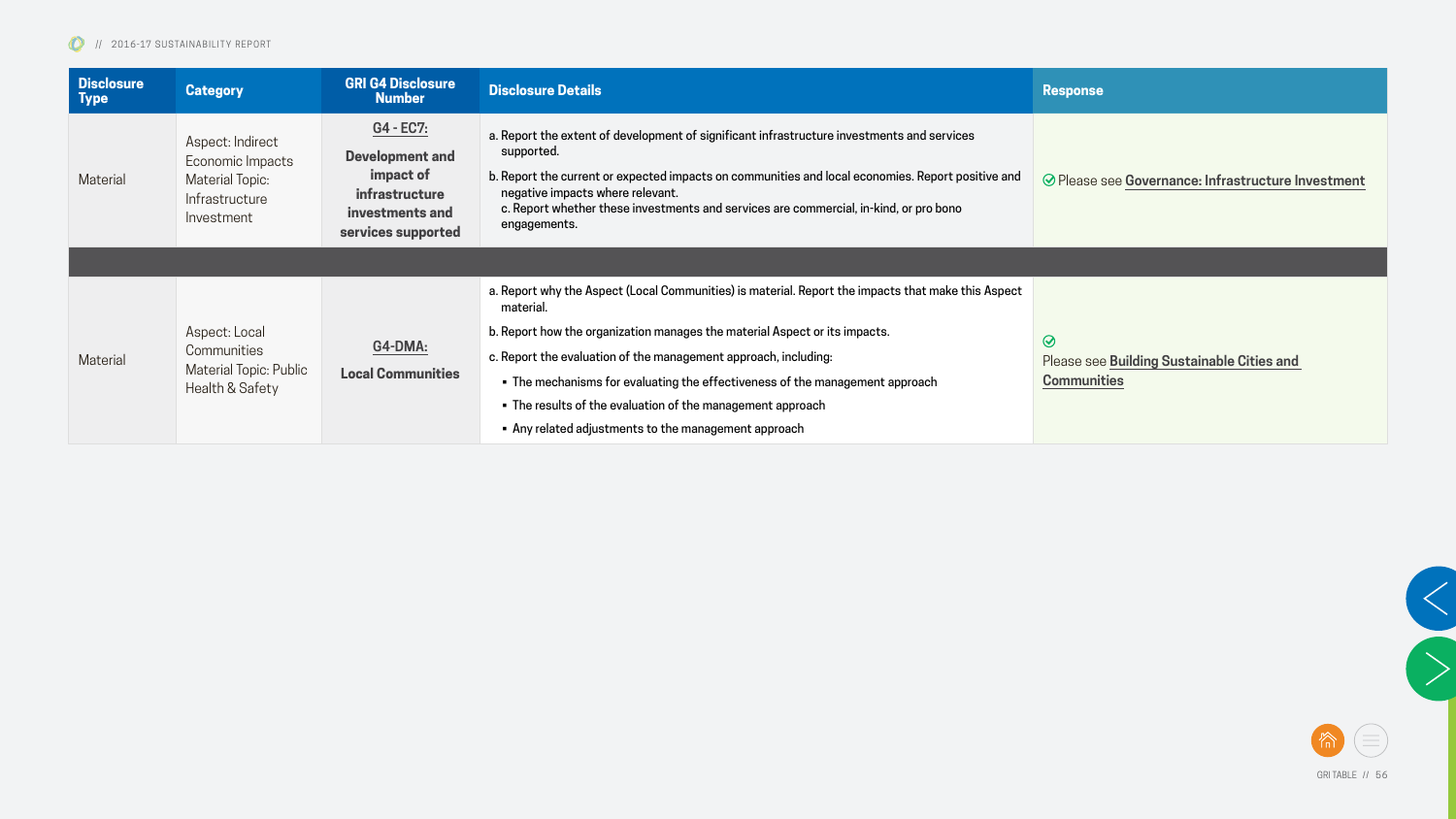| Disclosure Type | Category | GRI G4 Disclosure Number | Disclosure Details | Response |
|---|---|---|---|---|
| Material | Aspect: Indirect Economic Impacts Material Topic: Infrastructure Investment | G4 - EC7: **Development and impact of infrastructure investments and services supported** | a. Report the extent of development of significant infrastructure investments and services supported. b. Report the current or expected impacts on communities and local economies. Report positive and negative impacts where relevant. c. Report whether these investments and services are commercial, in-kind, or pro bono engagements. | Please see **Governance: Infrastructure Investment** |
| | | | | |
| Material | Aspect: Local Communities Material Topic: Public Health & Safety | G4-DMA: **Local Communities** | a. Report why the Aspect (Local Communities) is material. Report the impacts that make this Aspect material. b. Report how the organization manages the material Aspect or its impacts. c. Report the evaluation of the management approach, including: ▪ The mechanisms for evaluating the effectiveness of the management approach ▪ The results of the evaluation of the management approach ▪ Any related adjustments to the management approach | Please see **Building Sustainable Cities and Communities** |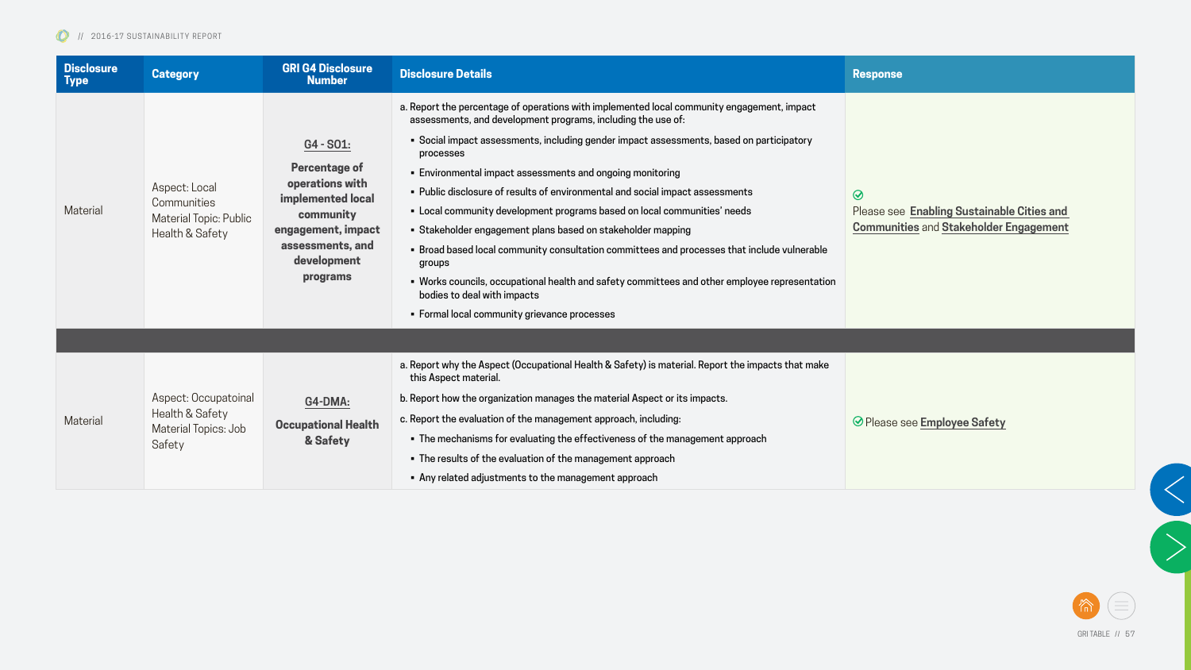| Disclosure Type | Category | GRI G4 Disclosure Number | Disclosure Details | Response |
|---|---|---|---|---|
| Material | Aspect: Local Communities<br>Material Topic: Public Health & Safety | **G4 - SO1:**<br>**Percentage of operations with implemented local community engagement, impact assessments, and development programs** | a. Report the percentage of operations with implemented local community engagement, impact assessments, and development programs, including the use of:<br>▪ Social impact assessments, including gender impact assessments, based on participatory processes<br>▪ Environmental impact assessments and ongoing monitoring<br>▪ Public disclosure of results of environmental and social impact assessments<br>▪ Local community development programs based on local communities' needs<br>▪ Stakeholder engagement plans based on stakeholder mapping<br>▪ Broad based local community consultation committees and processes that include vulnerable groups<br>▪ Works councils, occupational health and safety committees and other employee representation bodies to deal with impacts<br>▪ Formal local community grievance processes | ✓ Please see Enabling Sustainable Cities and Communities and Stakeholder Engagement |
| | | | | |
| Material | Aspect: Occupatoinal Health & Safety<br>Material Topics: Job Safety | **G4-DMA:**<br>**Occupational Health & Safety** | a. Report why the Aspect (Occupational Health & Safety) is material. Report the impacts that make this Aspect material.<br>b. Report how the organization manages the material Aspect or its impacts.<br>c. Report the evaluation of the management approach, including:<br>▪ The mechanisms for evaluating the effectiveness of the management approach<br>▪ The results of the evaluation of the management approach<br>▪ Any related adjustments to the management approach | ✓ Please see Employee Safety |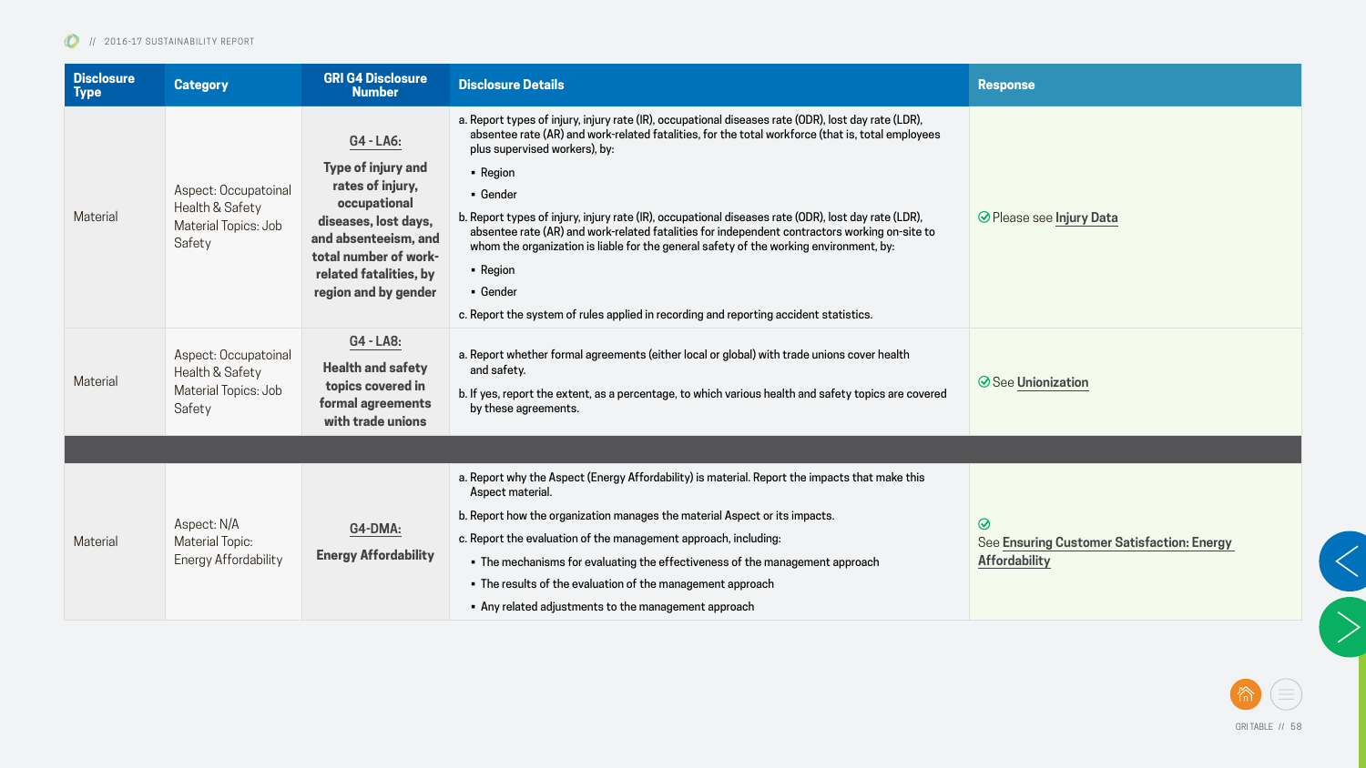| Disclosure Type | Category | GRI G4 Disclosure Number | Disclosure Details | Response |
|---|---|---|---|---|
| Material | Aspect: Occupatoinal Health & Safety<br>Material Topics: Job Safety | **G4 - LA6:**<br>**Type of injury and rates of injury, occupational diseases, lost days, and absenteeism, and total number of work-related fatalities, by region and by gender** | a. Report types of injury, injury rate (IR), occupational diseases rate (ODR), lost day rate (LDR), absentee rate (AR) and work-related fatalities, for the total workforce (that is, total employees plus supervised workers), by:<br>▪ Region<br>▪ Gender<br>b. Report types of injury, injury rate (IR), occupational diseases rate (ODR), lost day rate (LDR), absentee rate (AR) and work-related fatalities for independent contractors working on-site to whom the organization is liable for the general safety of the working environment, by:<br>▪ Region<br>▪ Gender<br>c. Report the system of rules applied in recording and reporting accident statistics. | Please see **Injury Data** |
| Material | Aspect: Occupatoinal Health & Safety<br>Material Topics: Job Safety | **G4 - LA8:**<br>**Health and safety topics covered in formal agreements with trade unions** | a. Report whether formal agreements (either local or global) with trade unions cover health and safety.<br>b. If yes, report the extent, as a percentage, to which various health and safety topics are covered by these agreements. | See **Unionization** |
| | | | | |
| Material | Aspect: N/A<br>Material Topic: Energy Affordability | **G4-DMA:**<br>**Energy Affordability** | a. Report why the Aspect (Energy Affordability) is material. Report the impacts that make this Aspect material.<br>b. Report how the organization manages the material Aspect or its impacts.<br>c. Report the evaluation of the management approach, including:<br>▪ The mechanisms for evaluating the effectiveness of the management approach<br>▪ The results of the evaluation of the management approach<br>▪ Any related adjustments to the management approach | See **Ensuring Customer Satisfaction: Energy Affordability** |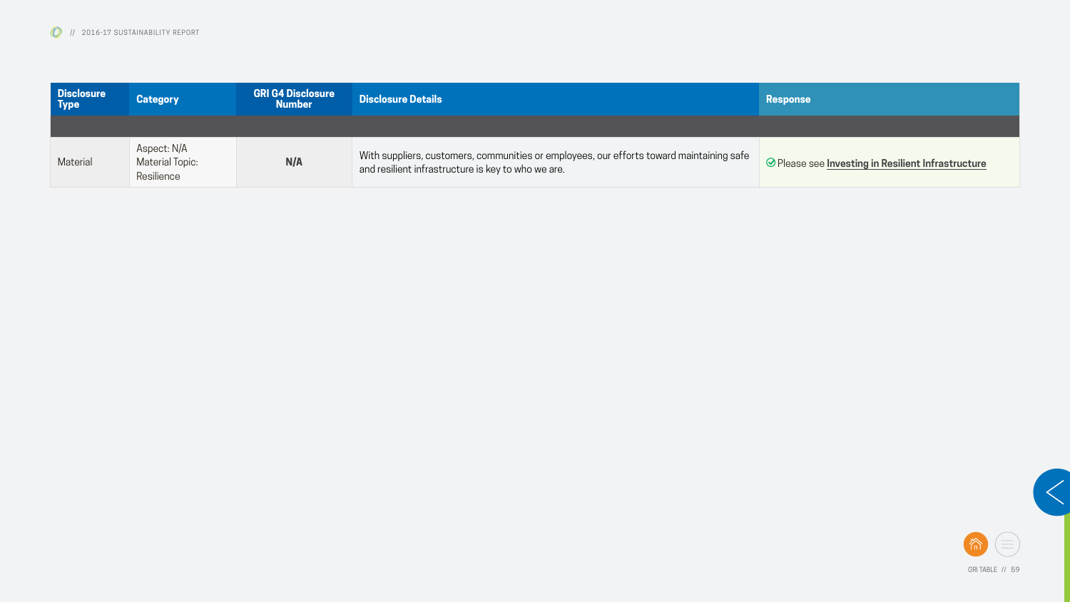| Disclosure Type | Category | GRI G4 Disclosure Number | Disclosure Details | Response |
|---|---|---|---|---|
| | | | | |
| Material | Aspect: N/A<br>Material Topic: Resilience | **N/A** | With suppliers, customers, communities or employees, our efforts toward maintaining safe and resilient infrastructure is key to who we are. | Please see **Investing in Resilient Infrastructure** |